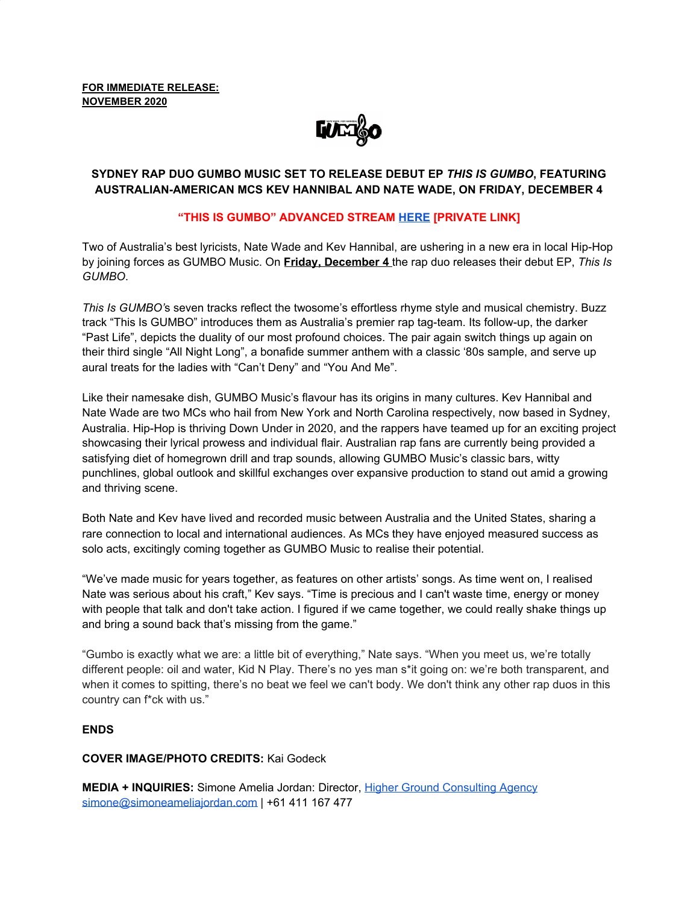**FOR IMMEDIATE RELEASE:**
**NOVEMBER 2020**

**SYDNEY RAP DUO GUMBO MUSIC SET TO RELEASE DEBUT EP *THIS IS GUMBO*, FEATURING AUSTRALIAN-AMERICAN MCS KEV HANNIBAL AND NATE WADE, ON FRIDAY, DECEMBER 4**

**"THIS IS GUMBO" ADVANCED STREAM [HERE] [PRIVATE LINK]**

Two of Australia's best lyricists, Nate Wade and Kev Hannibal, are ushering in a new era in local Hip-Hop by joining forces as GUMBO Music. On **Friday, December 4** the rap duo releases their debut EP, *This Is GUMBO*.

*This Is GUMBO*'s seven tracks reflect the twosome's effortless rhyme style and musical chemistry. Buzz track "This Is GUMBO" introduces them as Australia's premier rap tag-team. Its follow-up, the darker "Past Life", depicts the duality of our most profound choices. The pair again switch things up again on their third single "All Night Long", a bonafide summer anthem with a classic '80s sample, and serve up aural treats for the ladies with "Can't Deny" and "You And Me".

Like their namesake dish, GUMBO Music's flavour has its origins in many cultures. Kev Hannibal and Nate Wade are two MCs who hail from New York and North Carolina respectively, now based in Sydney, Australia. Hip-Hop is thriving Down Under in 2020, and the rappers have teamed up for an exciting project showcasing their lyrical prowess and individual flair. Australian rap fans are currently being provided a satisfying diet of homegrown drill and trap sounds, allowing GUMBO Music's classic bars, witty punchlines, global outlook and skillful exchanges over expansive production to stand out amid a growing and thriving scene.

Both Nate and Kev have lived and recorded music between Australia and the United States, sharing a rare connection to local and international audiences. As MCs they have enjoyed measured success as solo acts, excitingly coming together as GUMBO Music to realise their potential.

"We've made music for years together, as features on other artists' songs. As time went on, I realised Nate was serious about his craft," Kev says. "Time is precious and I can't waste time, energy or money with people that talk and don't take action. I figured if we came together, we could really shake things up and bring a sound back that's missing from the game."

"Gumbo is exactly what we are: a little bit of everything," Nate says. "When you meet us, we're totally different people: oil and water, Kid N Play. There's no yes man s*it going on: we're both transparent, and when it comes to spitting, there's no beat we feel we can't body. We don't think any other rap duos in this country can f*ck with us."

**ENDS**

**COVER IMAGE/PHOTO CREDITS:** Kai Godeck

**MEDIA + INQUIRIES:** Simone Amelia Jordan: Director, Higher Ground Consulting Agency
simone@simoneameliajordan.com | +61 411 167 477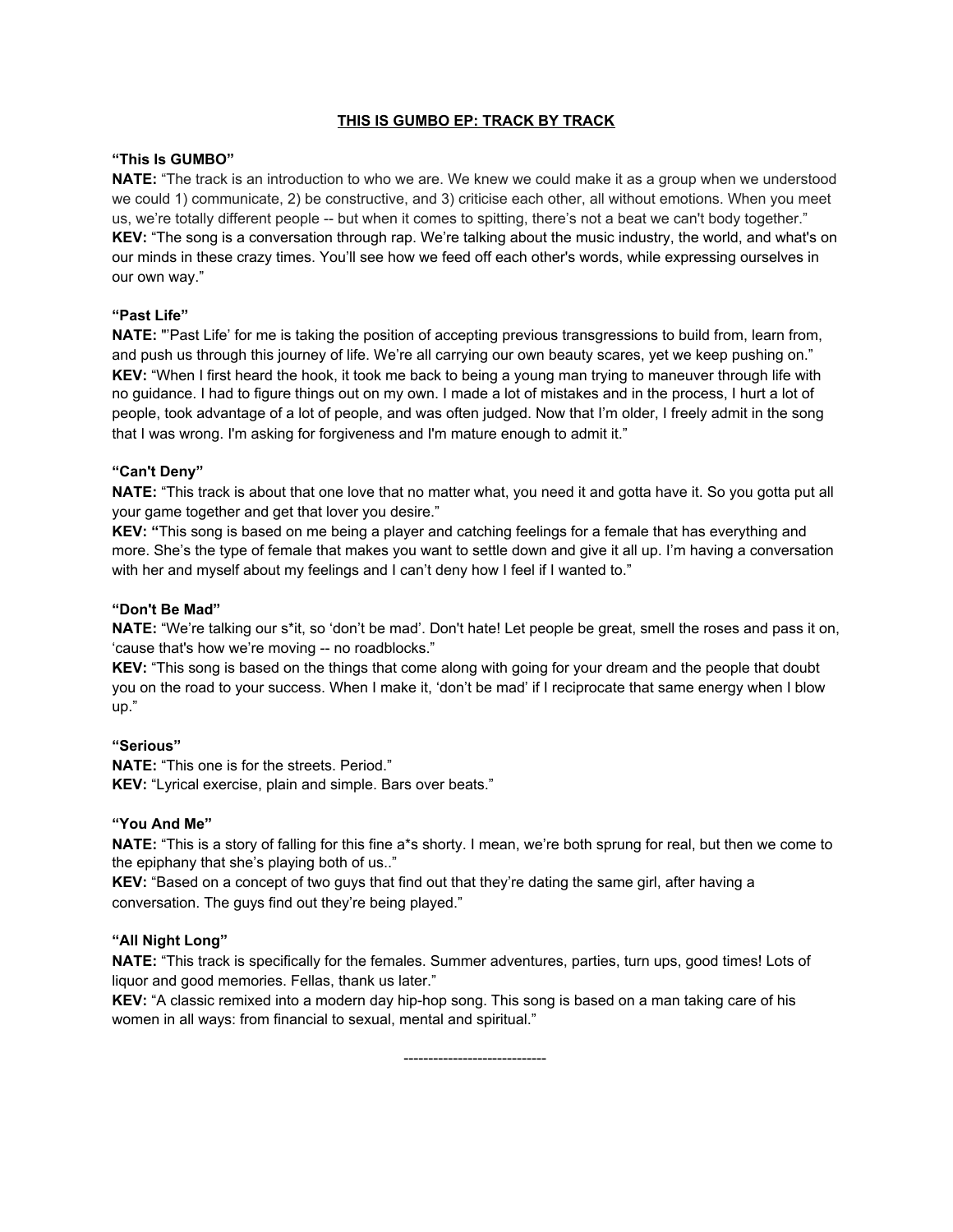**THIS IS GUMBO EP: TRACK BY TRACK**

**"This Is GUMBO"**

**NATE:** "The track is an introduction to who we are. We knew we could make it as a group when we understood we could 1) communicate, 2) be constructive, and 3) criticise each other, all without emotions. When you meet us, we're totally different people -- but when it comes to spitting, there's not a beat we can't body together."

**KEV:** "The song is a conversation through rap. We're talking about the music industry, the world, and what's on our minds in these crazy times. You'll see how we feed off each other's words, while expressing ourselves in our own way."

**"Past Life"**

**NATE:** "'Past Life' for me is taking the position of accepting previous transgressions to build from, learn from, and push us through this journey of life. We're all carrying our own beauty scares, yet we keep pushing on."

**KEV:** "When I first heard the hook, it took me back to being a young man trying to maneuver through life with no guidance. I had to figure things out on my own. I made a lot of mistakes and in the process, I hurt a lot of people, took advantage of a lot of people, and was often judged. Now that I'm older, I freely admit in the song that I was wrong. I'm asking for forgiveness and I'm mature enough to admit it."

**"Can't Deny"**

**NATE:** "This track is about that one love that no matter what, you need it and gotta have it. So you gotta put all your game together and get that lover you desire."

**KEV: "**This song is based on me being a player and catching feelings for a female that has everything and more. She's the type of female that makes you want to settle down and give it all up. I'm having a conversation with her and myself about my feelings and I can't deny how I feel if I wanted to."

**"Don't Be Mad"**

**NATE:** "We're talking our s*it, so 'don't be mad'. Don't hate! Let people be great, smell the roses and pass it on, 'cause that's how we're moving -- no roadblocks."

**KEV:** "This song is based on the things that come along with going for your dream and the people that doubt you on the road to your success. When I make it, 'don't be mad' if I reciprocate that same energy when I blow up."

**"Serious"**

**NATE:** "This one is for the streets. Period."

**KEV:** "Lyrical exercise, plain and simple. Bars over beats."

**"You And Me"**

**NATE:** "This is a story of falling for this fine a*s shorty. I mean, we're both sprung for real, but then we come to the epiphany that she's playing both of us.."

**KEV:** "Based on a concept of two guys that find out that they're dating the same girl, after having a conversation. The guys find out they're being played."

**"All Night Long"**

**NATE:** "This track is specifically for the females. Summer adventures, parties, turn ups, good times! Lots of liquor and good memories. Fellas, thank us later."

**KEV:** "A classic remixed into a modern day hip-hop song. This song is based on a man taking care of his women in all ways: from financial to sexual, mental and spiritual."

-----------------------------